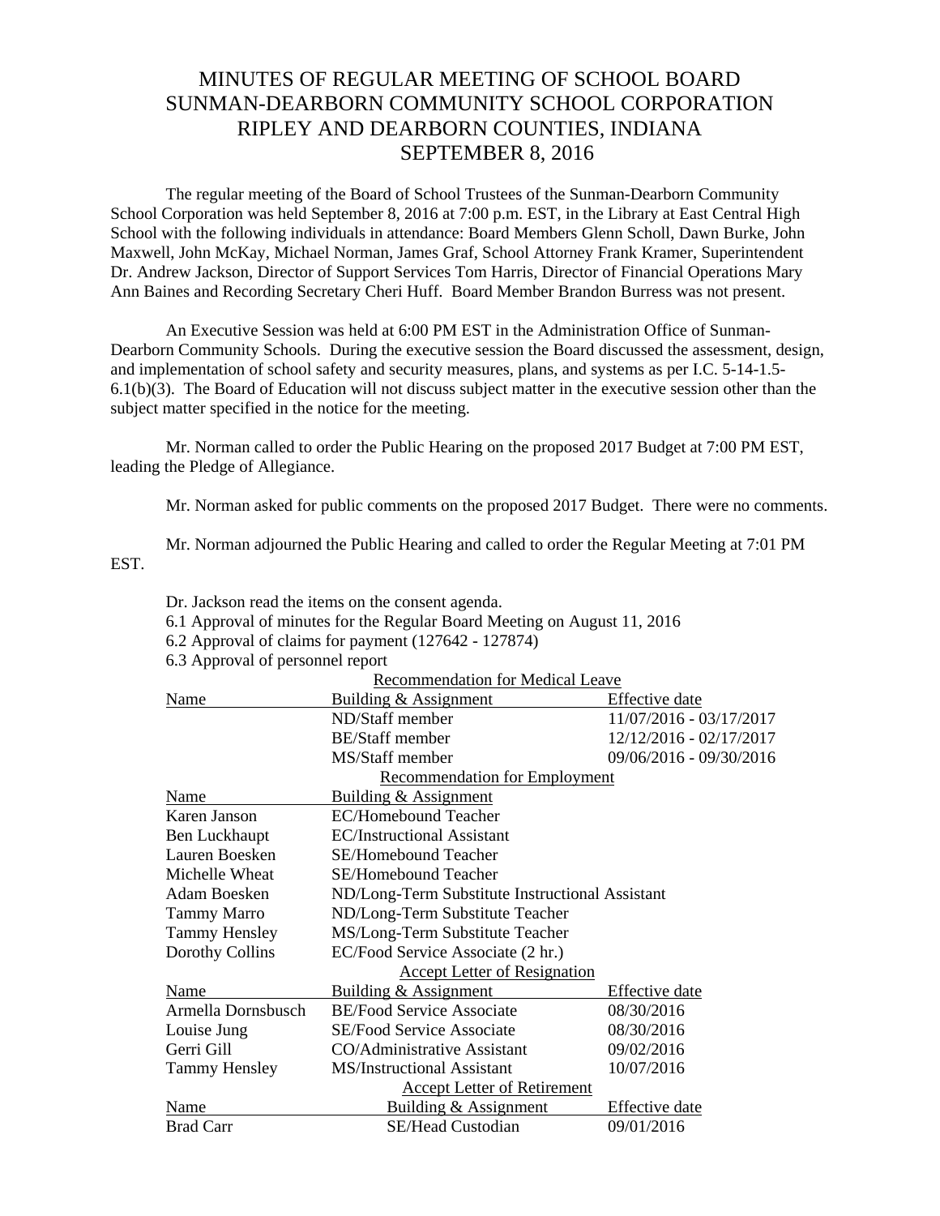# MINUTES OF REGULAR MEETING OF SCHOOL BOARD
# SUNMAN-DEARBORN COMMUNITY SCHOOL CORPORATION
# RIPLEY AND DEARBORN COUNTIES, INDIANA
# SEPTEMBER 8, 2016

The regular meeting of the Board of School Trustees of the Sunman-Dearborn Community School Corporation was held September 8, 2016 at 7:00 p.m. EST, in the Library at East Central High School with the following individuals in attendance: Board Members Glenn Scholl, Dawn Burke, John Maxwell, John McKay, Michael Norman, James Graf, School Attorney Frank Kramer, Superintendent Dr. Andrew Jackson, Director of Support Services Tom Harris, Director of Financial Operations Mary Ann Baines and Recording Secretary Cheri Huff. Board Member Brandon Burress was not present.

An Executive Session was held at 6:00 PM EST in the Administration Office of Sunman-Dearborn Community Schools. During the executive session the Board discussed the assessment, design, and implementation of school safety and security measures, plans, and systems as per I.C. 5-14-1.5-6.1(b)(3). The Board of Education will not discuss subject matter in the executive session other than the subject matter specified in the notice for the meeting.

Mr. Norman called to order the Public Hearing on the proposed 2017 Budget at 7:00 PM EST, leading the Pledge of Allegiance.

Mr. Norman asked for public comments on the proposed 2017 Budget. There were no comments.

Mr. Norman adjourned the Public Hearing and called to order the Regular Meeting at 7:01 PM EST.

Dr. Jackson read the items on the consent agenda.

6.1 Approval of minutes for the Regular Board Meeting on August 11, 2016
6.2 Approval of claims for payment (127642 - 127874)
6.3 Approval of personnel report

**Recommendation for Medical Leave**

| Name | Building & Assignment | Effective date |
|---|---|---|
| | ND/Staff member | 11/07/2016 - 03/17/2017 |
| | BE/Staff member | 12/12/2016 - 02/17/2017 |
| | MS/Staff member | 09/06/2016 - 09/30/2016 |

**Recommendation for Employment**

| Name | Building & Assignment |
|---|---|
| Karen Janson | EC/Homebound Teacher |
| Ben Luckhaupt | EC/Instructional Assistant |
| Lauren Boesken | SE/Homebound Teacher |
| Michelle Wheat | SE/Homebound Teacher |
| Adam Boesken | ND/Long-Term Substitute Instructional Assistant |
| Tammy Marro | ND/Long-Term Substitute Teacher |
| Tammy Hensley | MS/Long-Term Substitute Teacher |
| Dorothy Collins | EC/Food Service Associate (2 hr.) |

**Accept Letter of Resignation**

| Name | Building & Assignment | Effective date |
|---|---|---|
| Armella Dornsbusch | BE/Food Service Associate | 08/30/2016 |
| Louise Jung | SE/Food Service Associate | 08/30/2016 |
| Gerri Gill | CO/Administrative Assistant | 09/02/2016 |
| Tammy Hensley | MS/Instructional Assistant | 10/07/2016 |

**Accept Letter of Retirement**

| Name | Building & Assignment | Effective date |
|---|---|---|
| Brad Carr | SE/Head Custodian | 09/01/2016 |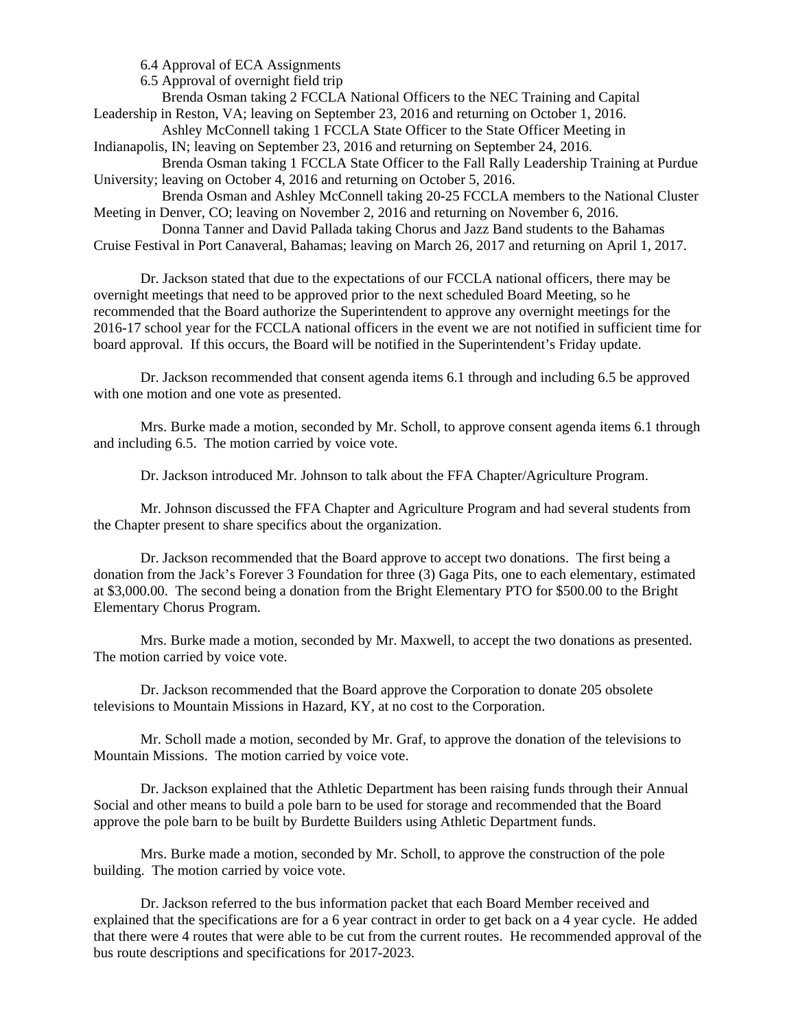6.4 Approval of ECA Assignments

6.5 Approval of overnight field trip

Brenda Osman taking 2 FCCLA National Officers to the NEC Training and Capital Leadership in Reston, VA; leaving on September 23, 2016 and returning on October 1, 2016.

Ashley McConnell taking 1 FCCLA State Officer to the State Officer Meeting in Indianapolis, IN; leaving on September 23, 2016 and returning on September 24, 2016.

Brenda Osman taking 1 FCCLA State Officer to the Fall Rally Leadership Training at Purdue University; leaving on October 4, 2016 and returning on October 5, 2016.

Brenda Osman and Ashley McConnell taking 20-25 FCCLA members to the National Cluster Meeting in Denver, CO; leaving on November 2, 2016 and returning on November 6, 2016.

Donna Tanner and David Pallada taking Chorus and Jazz Band students to the Bahamas Cruise Festival in Port Canaveral, Bahamas; leaving on March 26, 2017 and returning on April 1, 2017.

Dr. Jackson stated that due to the expectations of our FCCLA national officers, there may be overnight meetings that need to be approved prior to the next scheduled Board Meeting, so he recommended that the Board authorize the Superintendent to approve any overnight meetings for the 2016-17 school year for the FCCLA national officers in the event we are not notified in sufficient time for board approval. If this occurs, the Board will be notified in the Superintendent's Friday update.

Dr. Jackson recommended that consent agenda items 6.1 through and including 6.5 be approved with one motion and one vote as presented.

Mrs. Burke made a motion, seconded by Mr. Scholl, to approve consent agenda items 6.1 through and including 6.5. The motion carried by voice vote.

Dr. Jackson introduced Mr. Johnson to talk about the FFA Chapter/Agriculture Program.

Mr. Johnson discussed the FFA Chapter and Agriculture Program and had several students from the Chapter present to share specifics about the organization.

Dr. Jackson recommended that the Board approve to accept two donations. The first being a donation from the Jack's Forever 3 Foundation for three (3) Gaga Pits, one to each elementary, estimated at $3,000.00. The second being a donation from the Bright Elementary PTO for $500.00 to the Bright Elementary Chorus Program.

Mrs. Burke made a motion, seconded by Mr. Maxwell, to accept the two donations as presented. The motion carried by voice vote.

Dr. Jackson recommended that the Board approve the Corporation to donate 205 obsolete televisions to Mountain Missions in Hazard, KY, at no cost to the Corporation.

Mr. Scholl made a motion, seconded by Mr. Graf, to approve the donation of the televisions to Mountain Missions. The motion carried by voice vote.

Dr. Jackson explained that the Athletic Department has been raising funds through their Annual Social and other means to build a pole barn to be used for storage and recommended that the Board approve the pole barn to be built by Burdette Builders using Athletic Department funds.

Mrs. Burke made a motion, seconded by Mr. Scholl, to approve the construction of the pole building. The motion carried by voice vote.

Dr. Jackson referred to the bus information packet that each Board Member received and explained that the specifications are for a 6 year contract in order to get back on a 4 year cycle. He added that there were 4 routes that were able to be cut from the current routes. He recommended approval of the bus route descriptions and specifications for 2017-2023.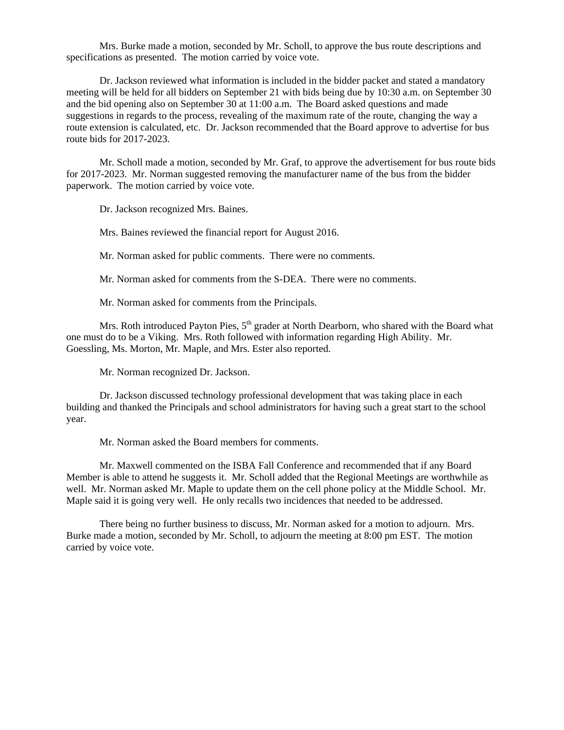Mrs. Burke made a motion, seconded by Mr. Scholl, to approve the bus route descriptions and specifications as presented. The motion carried by voice vote.

Dr. Jackson reviewed what information is included in the bidder packet and stated a mandatory meeting will be held for all bidders on September 21 with bids being due by 10:30 a.m. on September 30 and the bid opening also on September 30 at 11:00 a.m. The Board asked questions and made suggestions in regards to the process, revealing of the maximum rate of the route, changing the way a route extension is calculated, etc. Dr. Jackson recommended that the Board approve to advertise for bus route bids for 2017-2023.

Mr. Scholl made a motion, seconded by Mr. Graf, to approve the advertisement for bus route bids for 2017-2023. Mr. Norman suggested removing the manufacturer name of the bus from the bidder paperwork. The motion carried by voice vote.

Dr. Jackson recognized Mrs. Baines.

Mrs. Baines reviewed the financial report for August 2016.

Mr. Norman asked for public comments. There were no comments.

Mr. Norman asked for comments from the S-DEA. There were no comments.

Mr. Norman asked for comments from the Principals.

Mrs. Roth introduced Payton Pies, 5th grader at North Dearborn, who shared with the Board what one must do to be a Viking. Mrs. Roth followed with information regarding High Ability. Mr. Goessling, Ms. Morton, Mr. Maple, and Mrs. Ester also reported.

Mr. Norman recognized Dr. Jackson.

Dr. Jackson discussed technology professional development that was taking place in each building and thanked the Principals and school administrators for having such a great start to the school year.

Mr. Norman asked the Board members for comments.

Mr. Maxwell commented on the ISBA Fall Conference and recommended that if any Board Member is able to attend he suggests it. Mr. Scholl added that the Regional Meetings are worthwhile as well. Mr. Norman asked Mr. Maple to update them on the cell phone policy at the Middle School. Mr. Maple said it is going very well. He only recalls two incidences that needed to be addressed.

There being no further business to discuss, Mr. Norman asked for a motion to adjourn. Mrs. Burke made a motion, seconded by Mr. Scholl, to adjourn the meeting at 8:00 pm EST. The motion carried by voice vote.